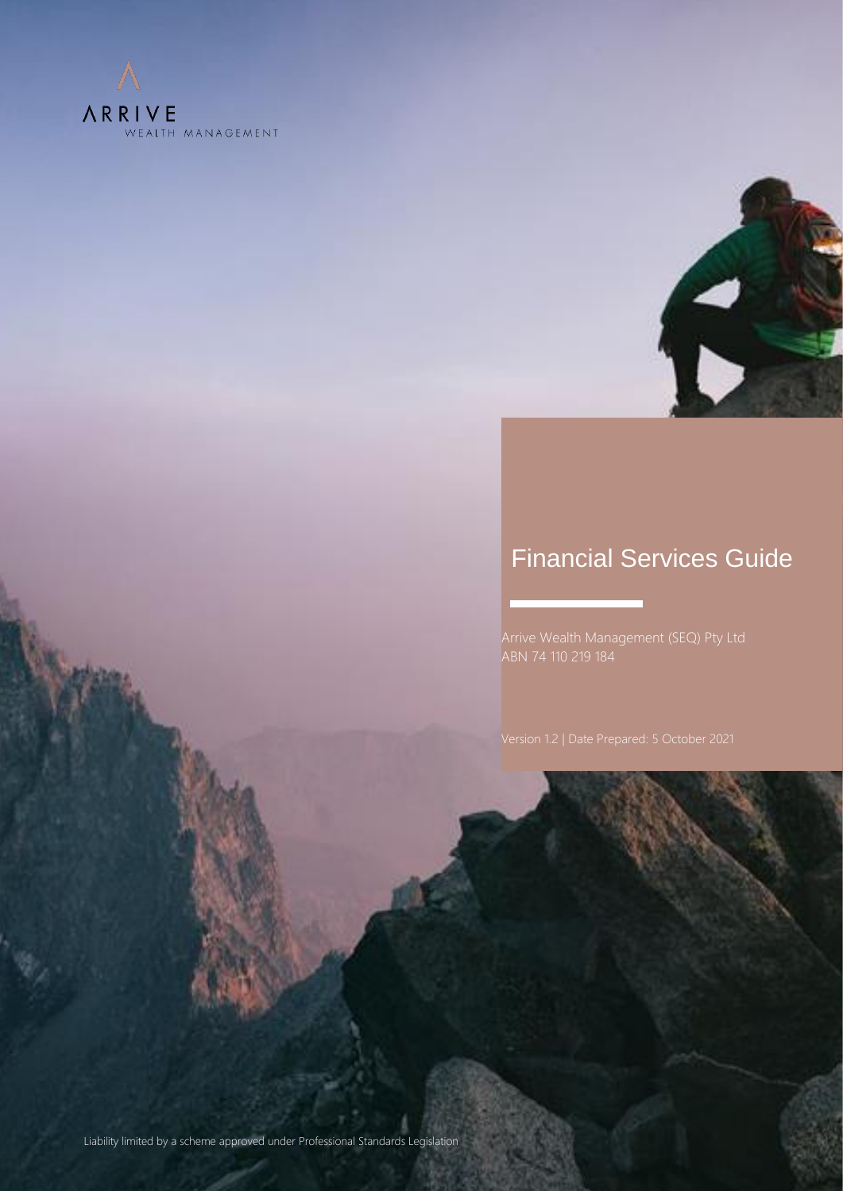ARRIVE
WEALTH MANAGEMENT

# Financial Services Guide

Arrive Wealth Management (SEQ) Pty Ltd
ABN 74 110 219 184

Version 1.2 | Date Prepared: 5 October 2021

Liability limited by a scheme approved under Professional Standards Legislation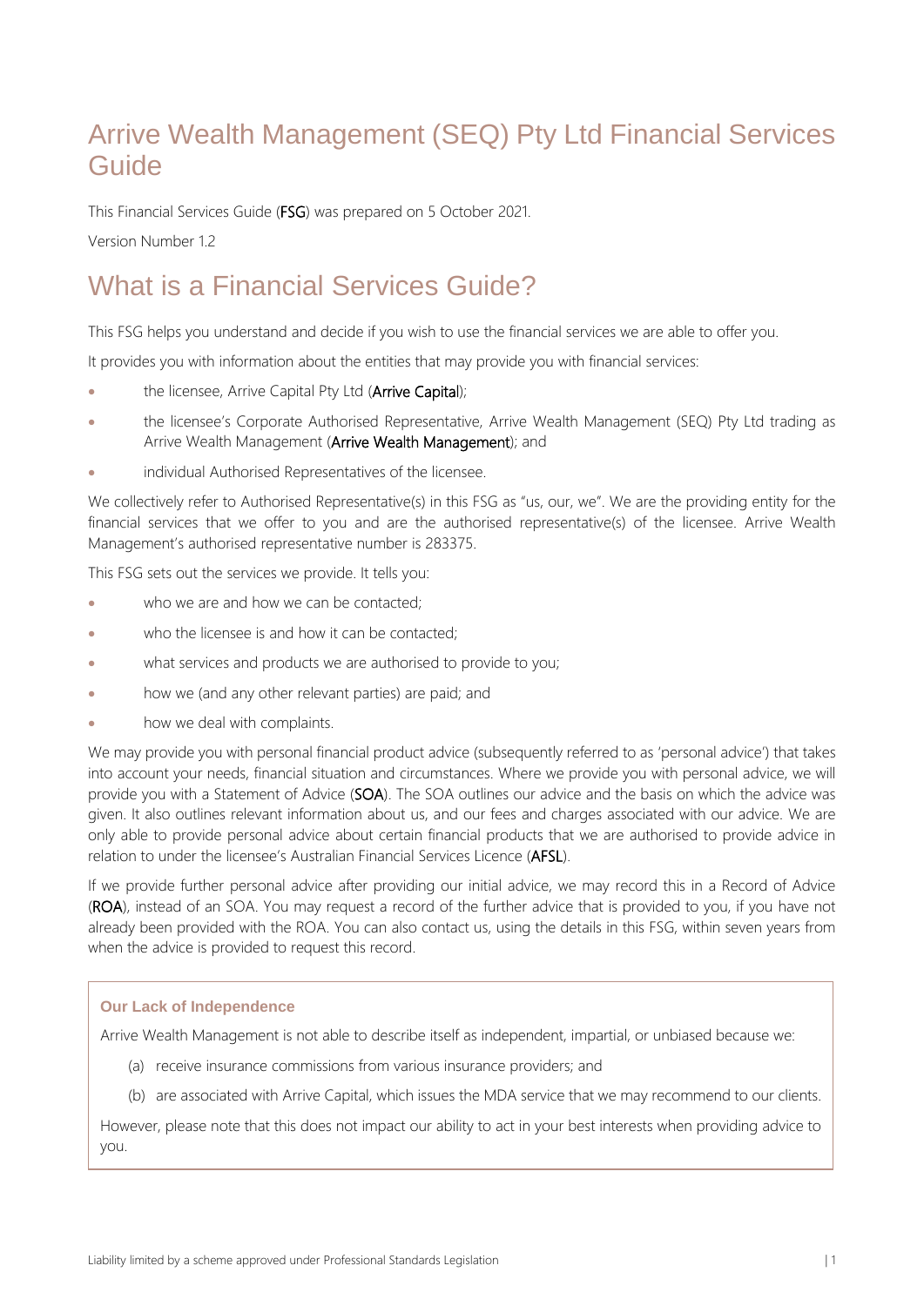# Arrive Wealth Management (SEQ) Pty Ltd Financial Services Guide

This Financial Services Guide (**FSG**) was prepared on 5 October 2021.

Version Number 1.2

# What is a Financial Services Guide?

This FSG helps you understand and decide if you wish to use the financial services we are able to offer you.

It provides you with information about the entities that may provide you with financial services:

- the licensee, Arrive Capital Pty Ltd (**Arrive Capital**);
- the licensee's Corporate Authorised Representative, Arrive Wealth Management (SEQ) Pty Ltd trading as Arrive Wealth Management (**Arrive Wealth Management**); and
- individual Authorised Representatives of the licensee.

We collectively refer to Authorised Representative(s) in this FSG as "us, our, we". We are the providing entity for the financial services that we offer to you and are the authorised representative(s) of the licensee. Arrive Wealth Management's authorised representative number is 283375.

This FSG sets out the services we provide. It tells you:

- who we are and how we can be contacted;
- who the licensee is and how it can be contacted;
- what services and products we are authorised to provide to you;
- how we (and any other relevant parties) are paid; and
- how we deal with complaints.

We may provide you with personal financial product advice (subsequently referred to as 'personal advice') that takes into account your needs, financial situation and circumstances. Where we provide you with personal advice, we will provide you with a Statement of Advice (**SOA**). The SOA outlines our advice and the basis on which the advice was given. It also outlines relevant information about us, and our fees and charges associated with our advice. We are only able to provide personal advice about certain financial products that we are authorised to provide advice in relation to under the licensee's Australian Financial Services Licence (**AFSL**).

If we provide further personal advice after providing our initial advice, we may record this in a Record of Advice (**ROA**), instead of an SOA. You may request a record of the further advice that is provided to you, if you have not already been provided with the ROA. You can also contact us, using the details in this FSG, within seven years from when the advice is provided to request this record.

**Our Lack of Independence**

Arrive Wealth Management is not able to describe itself as independent, impartial, or unbiased because we:

(a) receive insurance commissions from various insurance providers; and

(b) are associated with Arrive Capital, which issues the MDA service that we may recommend to our clients.

However, please note that this does not impact our ability to act in your best interests when providing advice to you.

Liability limited by a scheme approved under Professional Standards Legislation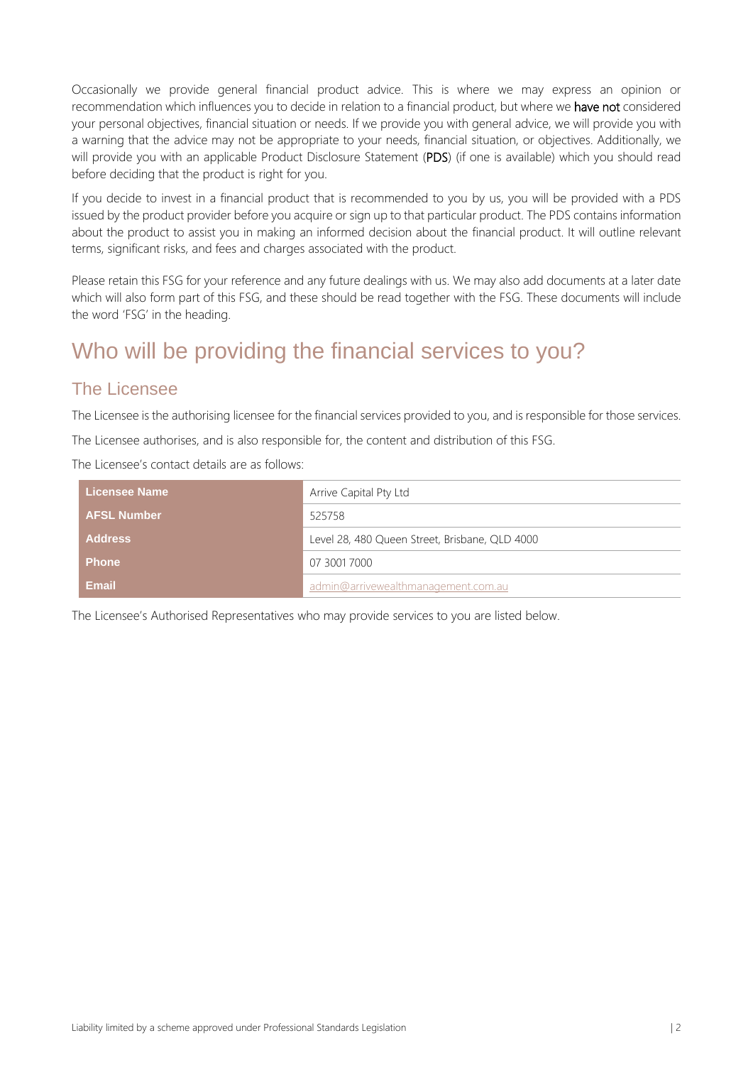Occasionally we provide general financial product advice. This is where we may express an opinion or recommendation which influences you to decide in relation to a financial product, but where we **have not** considered your personal objectives, financial situation or needs. If we provide you with general advice, we will provide you with a warning that the advice may not be appropriate to your needs, financial situation, or objectives. Additionally, we will provide you with an applicable Product Disclosure Statement (**PDS**) (if one is available) which you should read before deciding that the product is right for you.

If you decide to invest in a financial product that is recommended to you by us, you will be provided with a PDS issued by the product provider before you acquire or sign up to that particular product. The PDS contains information about the product to assist you in making an informed decision about the financial product. It will outline relevant terms, significant risks, and fees and charges associated with the product.

Please retain this FSG for your reference and any future dealings with us. We may also add documents at a later date which will also form part of this FSG, and these should be read together with the FSG. These documents will include the word 'FSG' in the heading.

# Who will be providing the financial services to you?

## The Licensee

The Licensee is the authorising licensee for the financial services provided to you, and is responsible for those services.

The Licensee authorises, and is also responsible for, the content and distribution of this FSG.

The Licensee's contact details are as follows:

| | |
|---|---|
| **Licensee Name** | Arrive Capital Pty Ltd |
| **AFSL Number** | 525758 |
| **Address** | Level 28, 480 Queen Street, Brisbane, QLD 4000 |
| **Phone** | 07 3001 7000 |
| **Email** | admin@arrivewealthmanagement.com.au |

The Licensee's Authorised Representatives who may provide services to you are listed below.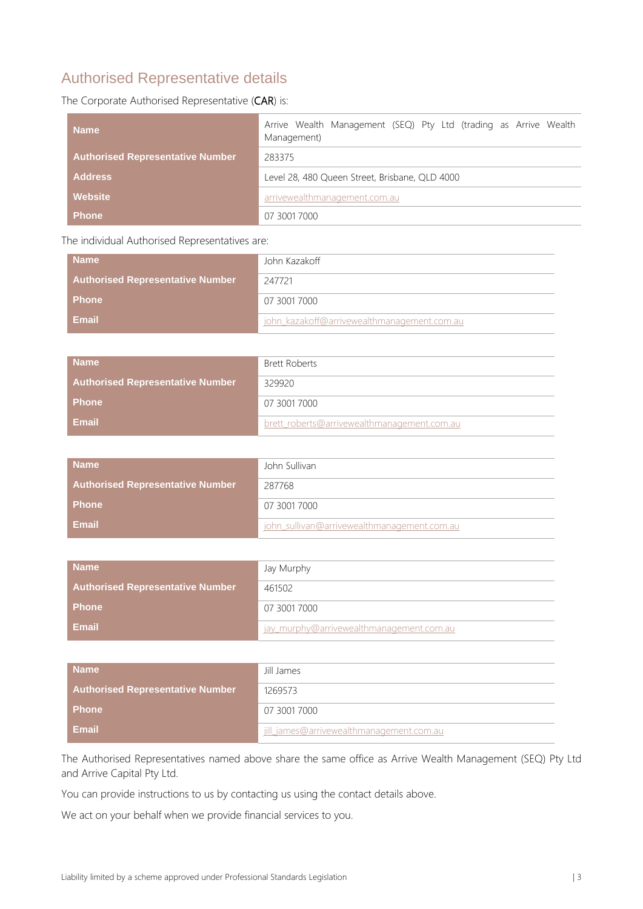## Authorised Representative details

The Corporate Authorised Representative (CAR) is:

| | |
|---|---|
| **Name** | Arrive Wealth Management (SEQ) Pty Ltd (trading as Arrive Wealth Management) |
| **Authorised Representative Number** | 283375 |
| **Address** | Level 28, 480 Queen Street, Brisbane, QLD 4000 |
| **Website** | arrivewealthmanagement.com.au |
| **Phone** | 07 3001 7000 |

The individual Authorised Representatives are:

| | |
|---|---|
| **Name** | John Kazakoff |
| **Authorised Representative Number** | 247721 |
| **Phone** | 07 3001 7000 |
| **Email** | john_kazakoff@arrivewealthmanagement.com.au |

| | |
|---|---|
| **Name** | Brett Roberts |
| **Authorised Representative Number** | 329920 |
| **Phone** | 07 3001 7000 |
| **Email** | brett_roberts@arrivewealthmanagement.com.au |

| | |
|---|---|
| **Name** | John Sullivan |
| **Authorised Representative Number** | 287768 |
| **Phone** | 07 3001 7000 |
| **Email** | john_sullivan@arrivewealthmanagement.com.au |

| | |
|---|---|
| **Name** | Jay Murphy |
| **Authorised Representative Number** | 461502 |
| **Phone** | 07 3001 7000 |
| **Email** | jay_murphy@arrivewealthmanagement.com.au |

| | |
|---|---|
| **Name** | Jill James |
| **Authorised Representative Number** | 1269573 |
| **Phone** | 07 3001 7000 |
| **Email** | jill_james@arrivewealthmanagement.com.au |

The Authorised Representatives named above share the same office as Arrive Wealth Management (SEQ) Pty Ltd and Arrive Capital Pty Ltd.

You can provide instructions to us by contacting us using the contact details above.

We act on your behalf when we provide financial services to you.

Liability limited by a scheme approved under Professional Standards Legislation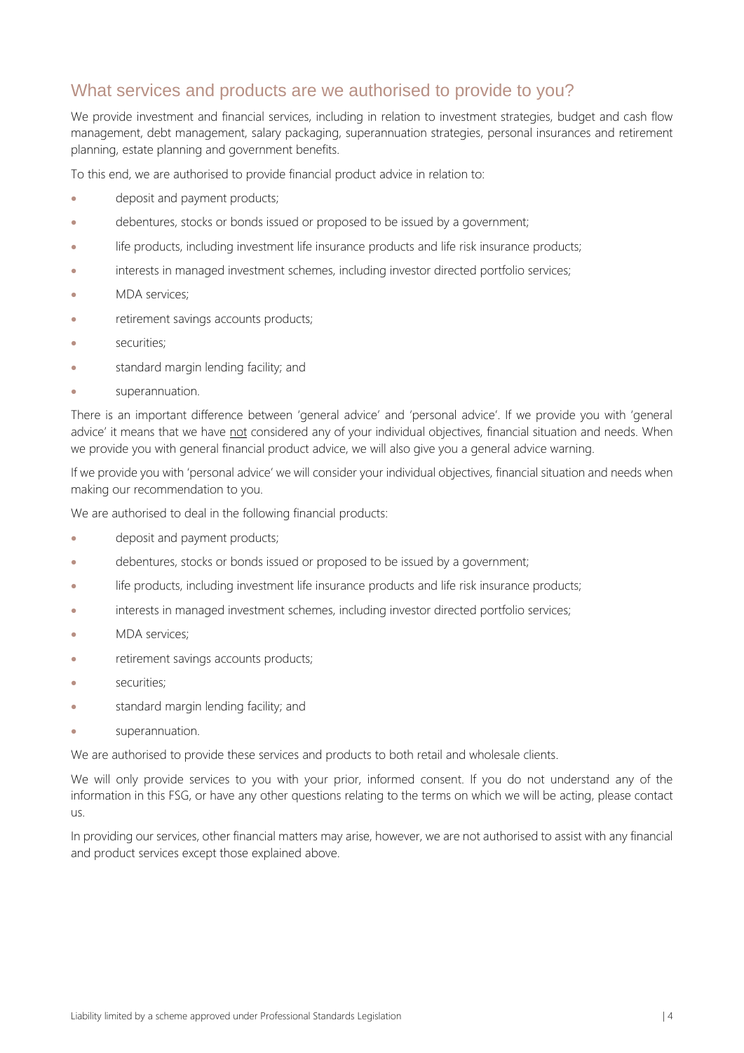## What services and products are we authorised to provide to you?

We provide investment and financial services, including in relation to investment strategies, budget and cash flow management, debt management, salary packaging, superannuation strategies, personal insurances and retirement planning, estate planning and government benefits.

To this end, we are authorised to provide financial product advice in relation to:

- deposit and payment products;
- debentures, stocks or bonds issued or proposed to be issued by a government;
- life products, including investment life insurance products and life risk insurance products;
- interests in managed investment schemes, including investor directed portfolio services;
- MDA services;
- retirement savings accounts products;
- securities;
- standard margin lending facility; and
- superannuation.

There is an important difference between 'general advice' and 'personal advice'. If we provide you with 'general advice' it means that we have <u>not</u> considered any of your individual objectives, financial situation and needs. When we provide you with general financial product advice, we will also give you a general advice warning.

If we provide you with 'personal advice' we will consider your individual objectives, financial situation and needs when making our recommendation to you.

We are authorised to deal in the following financial products:

- deposit and payment products;
- debentures, stocks or bonds issued or proposed to be issued by a government;
- life products, including investment life insurance products and life risk insurance products;
- interests in managed investment schemes, including investor directed portfolio services;
- MDA services;
- retirement savings accounts products;
- securities;
- standard margin lending facility; and
- superannuation.

We are authorised to provide these services and products to both retail and wholesale clients.

We will only provide services to you with your prior, informed consent. If you do not understand any of the information in this FSG, or have any other questions relating to the terms on which we will be acting, please contact us.

In providing our services, other financial matters may arise, however, we are not authorised to assist with any financial and product services except those explained above.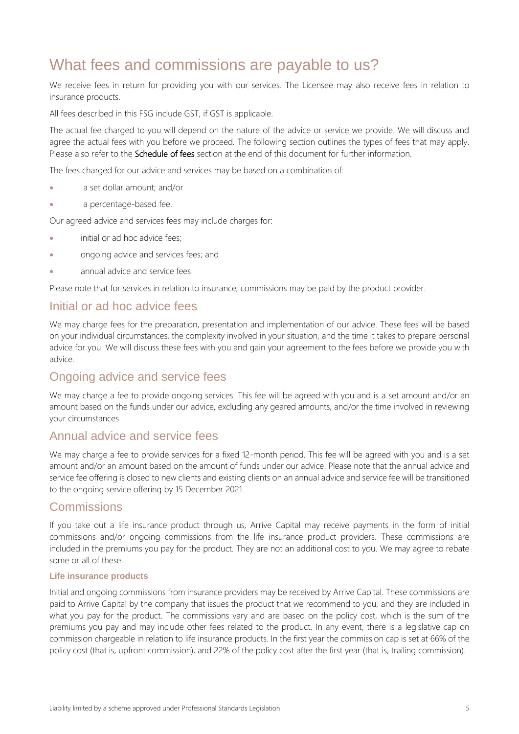# What fees and commissions are payable to us?

We receive fees in return for providing you with our services. The Licensee may also receive fees in relation to insurance products.

All fees described in this FSG include GST, if GST is applicable.

The actual fee charged to you will depend on the nature of the advice or service we provide. We will discuss and agree the actual fees with you before we proceed. The following section outlines the types of fees that may apply. Please also refer to the **Schedule of fees** section at the end of this document for further information.

The fees charged for our advice and services may be based on a combination of:

- a set dollar amount; and/or
- a percentage-based fee.

Our agreed advice and services fees may include charges for:

- initial or ad hoc advice fees;
- ongoing advice and services fees; and
- annual advice and service fees.

Please note that for services in relation to insurance, commissions may be paid by the product provider.

## Initial or ad hoc advice fees

We may charge fees for the preparation, presentation and implementation of our advice. These fees will be based on your individual circumstances, the complexity involved in your situation, and the time it takes to prepare personal advice for you. We will discuss these fees with you and gain your agreement to the fees before we provide you with advice.

## Ongoing advice and service fees

We may charge a fee to provide ongoing services. This fee will be agreed with you and is a set amount and/or an amount based on the funds under our advice, excluding any geared amounts, and/or the time involved in reviewing your circumstances.

## Annual advice and service fees

We may charge a fee to provide services for a fixed 12-month period. This fee will be agreed with you and is a set amount and/or an amount based on the amount of funds under our advice. Please note that the annual advice and service fee offering is closed to new clients and existing clients on an annual advice and service fee will be transitioned to the ongoing service offering by 15 December 2021.

## Commissions

If you take out a life insurance product through us, Arrive Capital may receive payments in the form of initial commissions and/or ongoing commissions from the life insurance product providers. These commissions are included in the premiums you pay for the product. They are not an additional cost to you. We may agree to rebate some or all of these.

### Life insurance products

Initial and ongoing commissions from insurance providers may be received by Arrive Capital. These commissions are paid to Arrive Capital by the company that issues the product that we recommend to you, and they are included in what you pay for the product. The commissions vary and are based on the policy cost, which is the sum of the premiums you pay and may include other fees related to the product. In any event, there is a legislative cap on commission chargeable in relation to life insurance products. In the first year the commission cap is set at 66% of the policy cost (that is, upfront commission), and 22% of the policy cost after the first year (that is, trailing commission).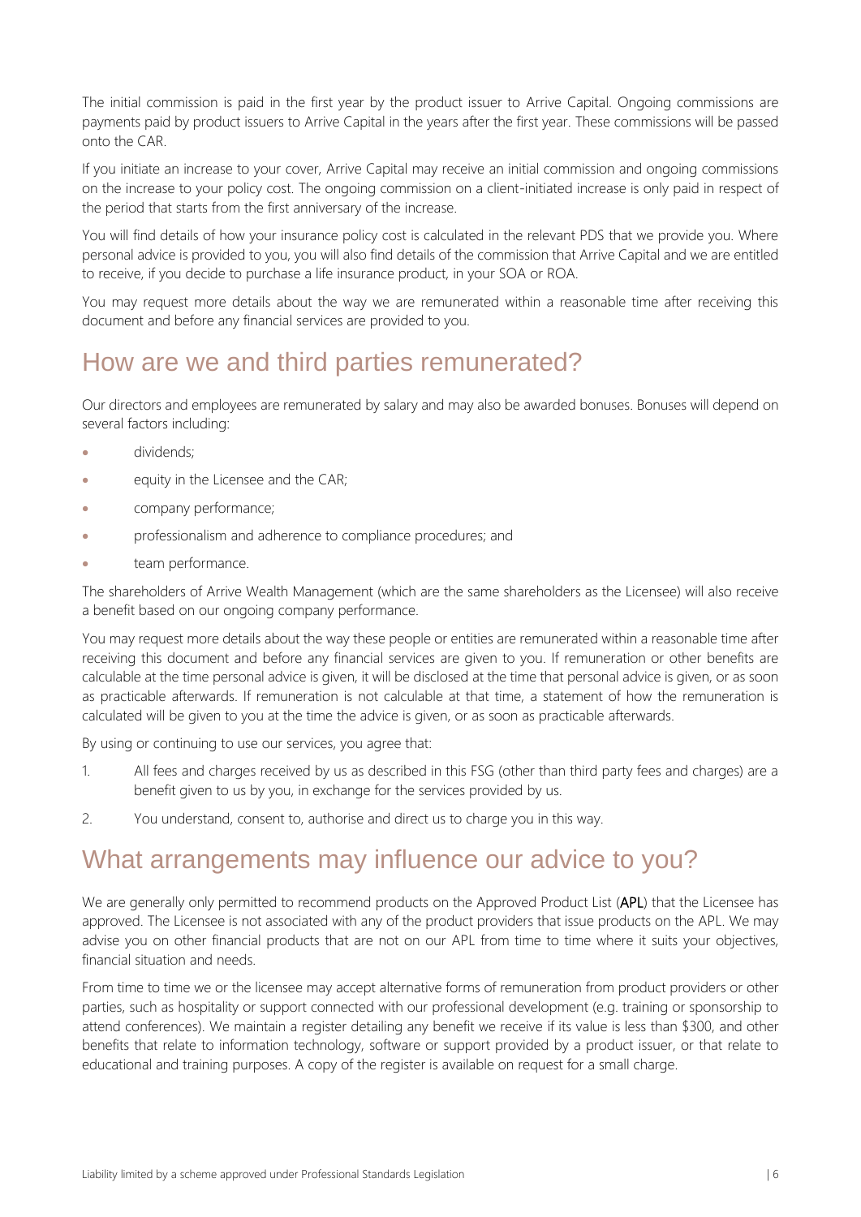The initial commission is paid in the first year by the product issuer to Arrive Capital. Ongoing commissions are payments paid by product issuers to Arrive Capital in the years after the first year. These commissions will be passed onto the CAR.

If you initiate an increase to your cover, Arrive Capital may receive an initial commission and ongoing commissions on the increase to your policy cost. The ongoing commission on a client-initiated increase is only paid in respect of the period that starts from the first anniversary of the increase.

You will find details of how your insurance policy cost is calculated in the relevant PDS that we provide you. Where personal advice is provided to you, you will also find details of the commission that Arrive Capital and we are entitled to receive, if you decide to purchase a life insurance product, in your SOA or ROA.

You may request more details about the way we are remunerated within a reasonable time after receiving this document and before any financial services are provided to you.

# How are we and third parties remunerated?

Our directors and employees are remunerated by salary and may also be awarded bonuses. Bonuses will depend on several factors including:

- dividends;
- equity in the Licensee and the CAR;
- company performance;
- professionalism and adherence to compliance procedures; and
- team performance.

The shareholders of Arrive Wealth Management (which are the same shareholders as the Licensee) will also receive a benefit based on our ongoing company performance.

You may request more details about the way these people or entities are remunerated within a reasonable time after receiving this document and before any financial services are given to you. If remuneration or other benefits are calculable at the time personal advice is given, it will be disclosed at the time that personal advice is given, or as soon as practicable afterwards. If remuneration is not calculable at that time, a statement of how the remuneration is calculated will be given to you at the time the advice is given, or as soon as practicable afterwards.

By using or continuing to use our services, you agree that:

1. All fees and charges received by us as described in this FSG (other than third party fees and charges) are a benefit given to us by you, in exchange for the services provided by us.
2. You understand, consent to, authorise and direct us to charge you in this way.

# What arrangements may influence our advice to you?

We are generally only permitted to recommend products on the Approved Product List (**APL**) that the Licensee has approved. The Licensee is not associated with any of the product providers that issue products on the APL. We may advise you on other financial products that are not on our APL from time to time where it suits your objectives, financial situation and needs.

From time to time we or the licensee may accept alternative forms of remuneration from product providers or other parties, such as hospitality or support connected with our professional development (e.g. training or sponsorship to attend conferences). We maintain a register detailing any benefit we receive if its value is less than $300, and other benefits that relate to information technology, software or support provided by a product issuer, or that relate to educational and training purposes. A copy of the register is available on request for a small charge.

Liability limited by a scheme approved under Professional Standards Legislation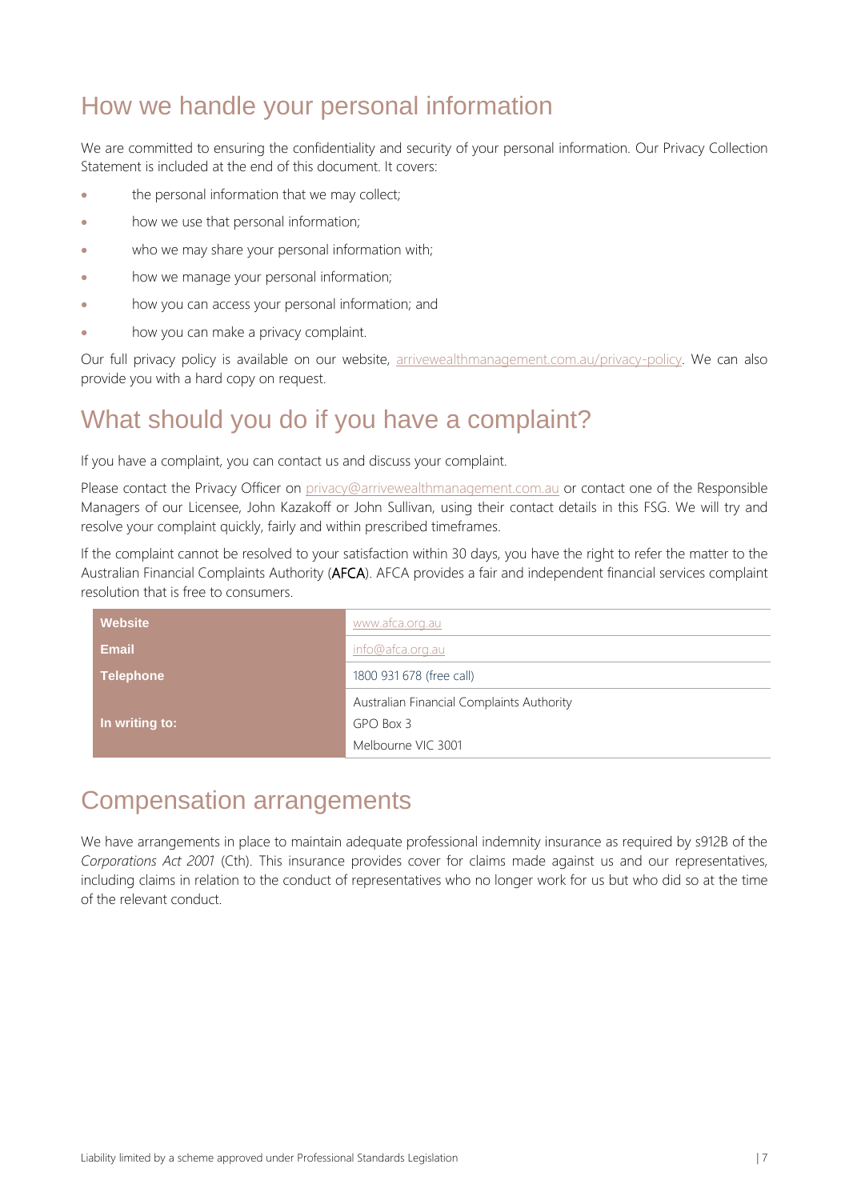## How we handle your personal information

We are committed to ensuring the confidentiality and security of your personal information. Our Privacy Collection Statement is included at the end of this document. It covers:

- the personal information that we may collect;
- how we use that personal information;
- who we may share your personal information with;
- how we manage your personal information;
- how you can access your personal information; and
- how you can make a privacy complaint.

Our full privacy policy is available on our website, arrivewealthmanagement.com.au/privacy-policy. We can also provide you with a hard copy on request.

## What should you do if you have a complaint?

If you have a complaint, you can contact us and discuss your complaint.

Please contact the Privacy Officer on privacy@arrivewealthmanagement.com.au or contact one of the Responsible Managers of our Licensee, John Kazakoff or John Sullivan, using their contact details in this FSG. We will try and resolve your complaint quickly, fairly and within prescribed timeframes.

If the complaint cannot be resolved to your satisfaction within 30 days, you have the right to refer the matter to the Australian Financial Complaints Authority (**AFCA**). AFCA provides a fair and independent financial services complaint resolution that is free to consumers.

| | |
|---|---|
| **Website** | www.afca.org.au |
| **Email** | info@afca.org.au |
| **Telephone** | 1800 931 678 (free call) |
| **In writing to:** | Australian Financial Complaints Authority<br>GPO Box 3<br>Melbourne VIC 3001 |

## Compensation arrangements

We have arrangements in place to maintain adequate professional indemnity insurance as required by s912B of the *Corporations Act 2001* (Cth). This insurance provides cover for claims made against us and our representatives, including claims in relation to the conduct of representatives who no longer work for us but who did so at the time of the relevant conduct.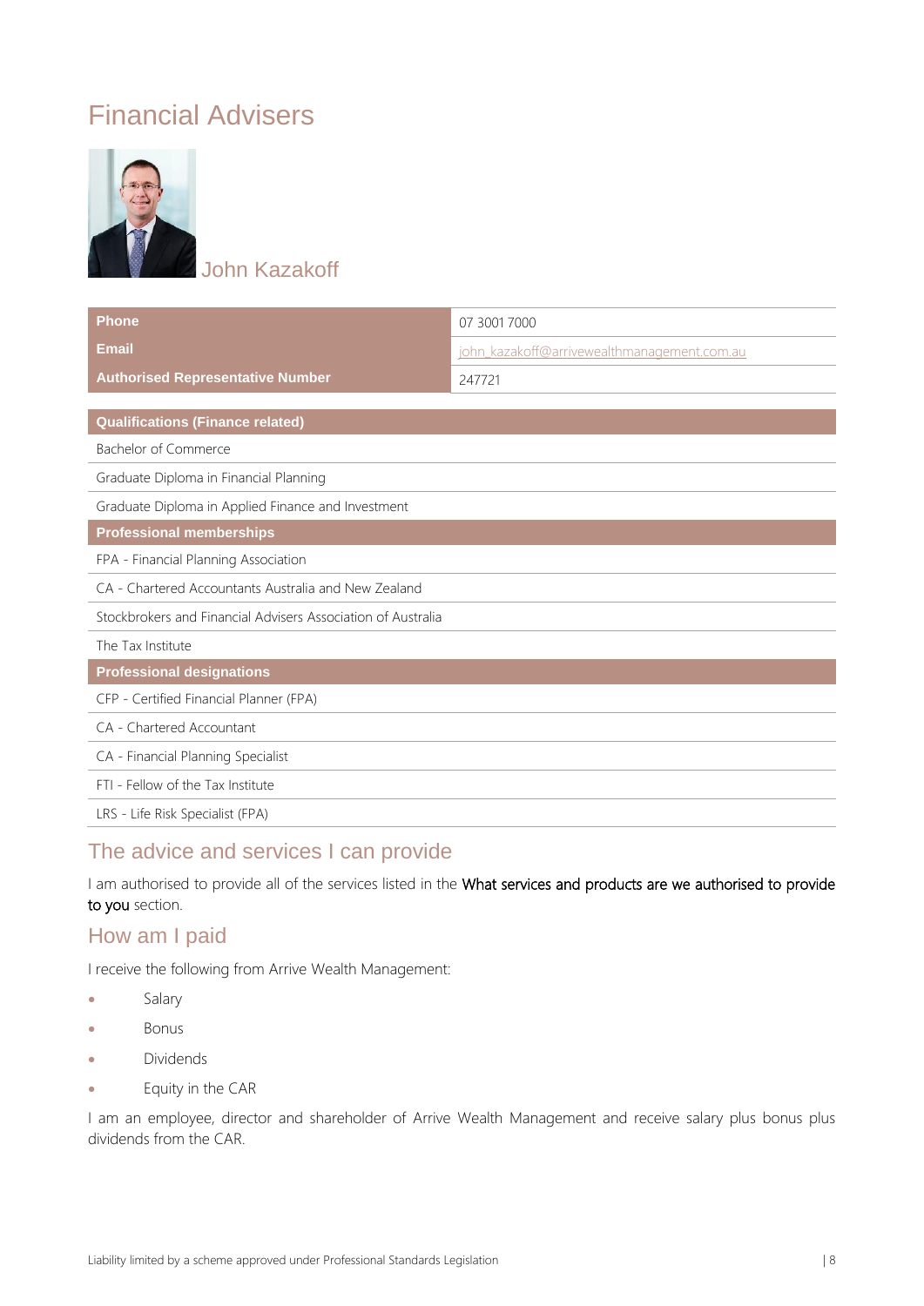# Financial Advisers

## John Kazakoff

| Phone | 07 3001 7000 |
|---|---|
| Email | john_kazakoff@arrivewealthmanagement.com.au |
| Authorised Representative Number | 247721 |

| Qualifications (Finance related) |
|---|
| Bachelor of Commerce |
| Graduate Diploma in Financial Planning |
| Graduate Diploma in Applied Finance and Investment |
| **Professional memberships** |
| FPA - Financial Planning Association |
| CA - Chartered Accountants Australia and New Zealand |
| Stockbrokers and Financial Advisers Association of Australia |
| The Tax Institute |
| **Professional designations** |
| CFP - Certified Financial Planner (FPA) |
| CA - Chartered Accountant |
| CA - Financial Planning Specialist |
| FTI - Fellow of the Tax Institute |
| LRS - Life Risk Specialist (FPA) |

## The advice and services I can provide

I am authorised to provide all of the services listed in the **What services and products are we authorised to provide to you** section.

## How am I paid

I receive the following from Arrive Wealth Management:

- Salary
- Bonus
- Dividends
- Equity in the CAR

I am an employee, director and shareholder of Arrive Wealth Management and receive salary plus bonus plus dividends from the CAR.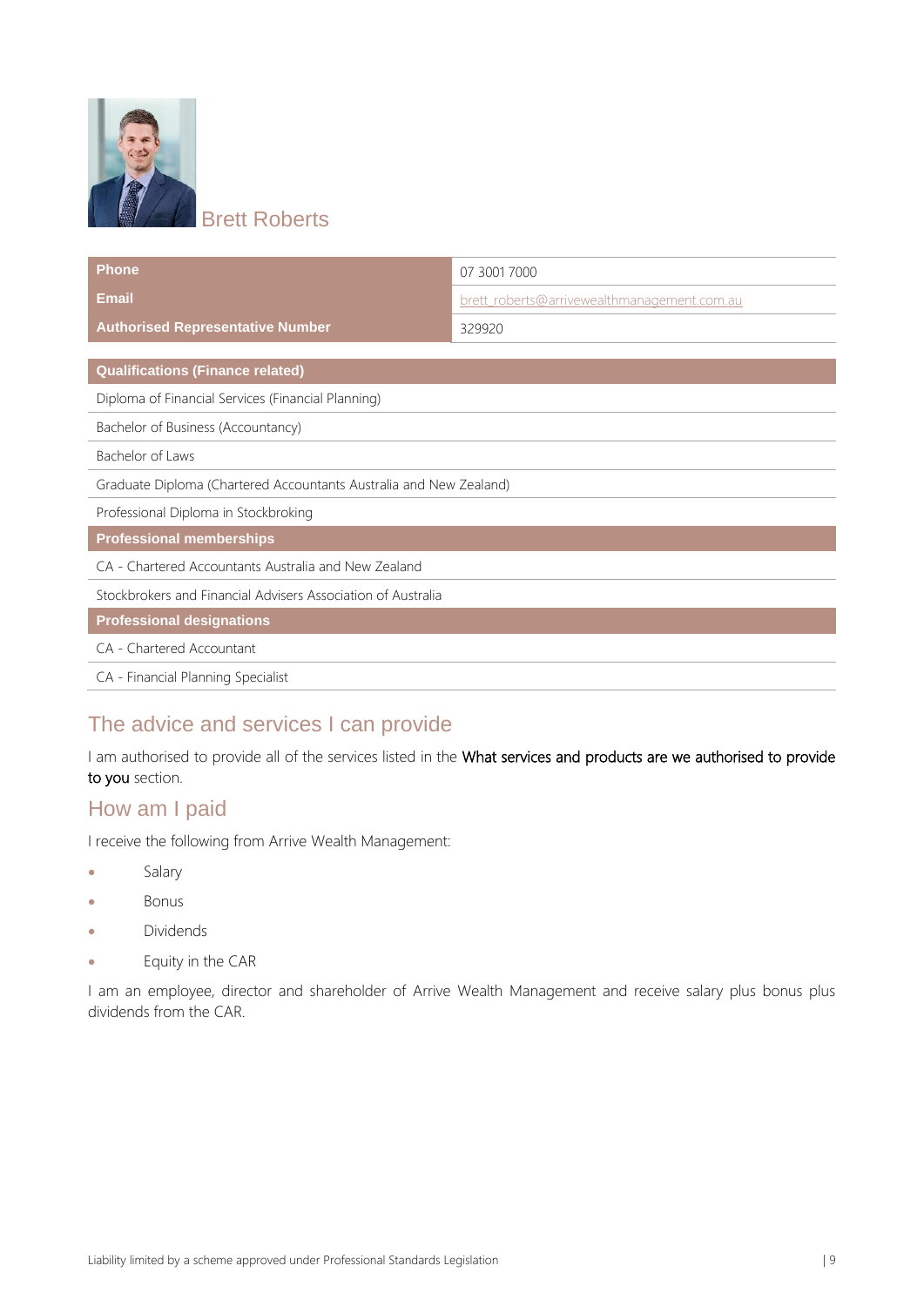## Brett Roberts

| Phone | 07 3001 7000 |
|---|---|
| Email | brett_roberts@arrivewealthmanagement.com.au |
| Authorised Representative Number | 329920 |

| Qualifications (Finance related) |
|---|
| Diploma of Financial Services (Financial Planning) |
| Bachelor of Business (Accountancy) |
| Bachelor of Laws |
| Graduate Diploma (Chartered Accountants Australia and New Zealand) |
| Professional Diploma in Stockbroking |
| **Professional memberships** |
| CA - Chartered Accountants Australia and New Zealand |
| Stockbrokers and Financial Advisers Association of Australia |
| **Professional designations** |
| CA - Chartered Accountant |
| CA - Financial Planning Specialist |

## The advice and services I can provide

I am authorised to provide all of the services listed in the **What services and products are we authorised to provide to you** section.

## How am I paid

I receive the following from Arrive Wealth Management:

- Salary
- Bonus
- Dividends
- Equity in the CAR

I am an employee, director and shareholder of Arrive Wealth Management and receive salary plus bonus plus dividends from the CAR.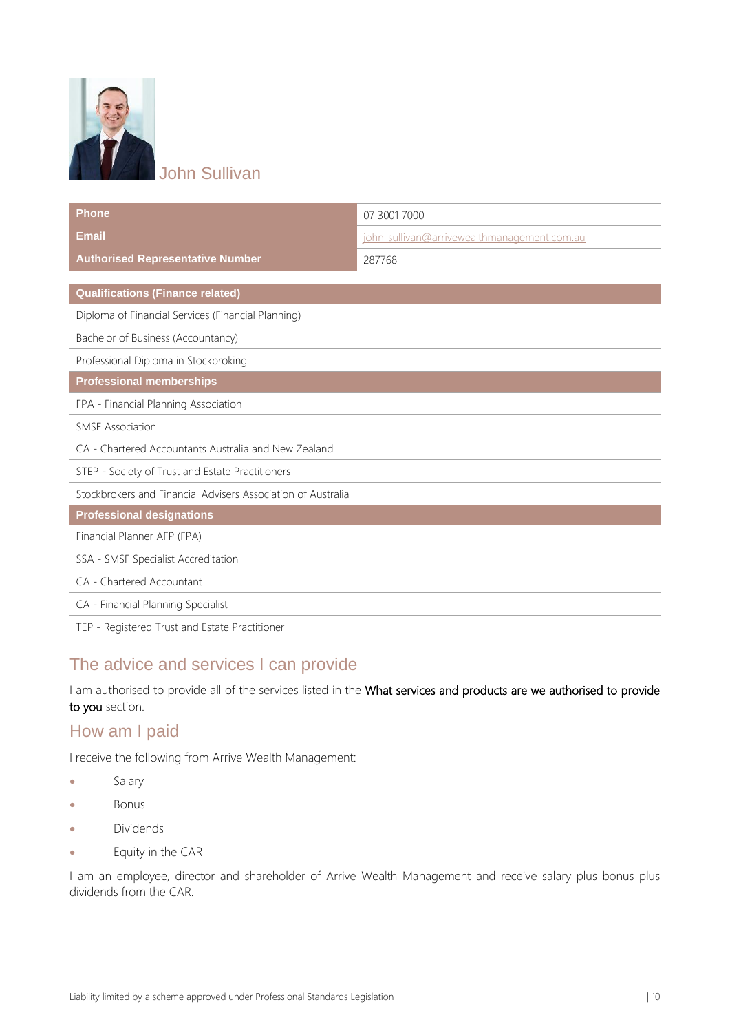## John Sullivan

| | |
|---|---|
| **Phone** | 07 3001 7000 |
| **Email** | john_sullivan@arrivewealthmanagement.com.au |
| **Authorised Representative Number** | 287768 |

| **Qualifications (Finance related)** |
|---|
| Diploma of Financial Services (Financial Planning) |
| Bachelor of Business (Accountancy) |
| Professional Diploma in Stockbroking |
| **Professional memberships** |
| FPA - Financial Planning Association |
| SMSF Association |
| CA - Chartered Accountants Australia and New Zealand |
| STEP - Society of Trust and Estate Practitioners |
| Stockbrokers and Financial Advisers Association of Australia |
| **Professional designations** |
| Financial Planner AFP (FPA) |
| SSA - SMSF Specialist Accreditation |
| CA - Chartered Accountant |
| CA - Financial Planning Specialist |
| TEP - Registered Trust and Estate Practitioner |

## The advice and services I can provide

I am authorised to provide all of the services listed in the **What services and products are we authorised to provide to you** section.

## How am I paid

I receive the following from Arrive Wealth Management:

- Salary
- Bonus
- Dividends
- Equity in the CAR

I am an employee, director and shareholder of Arrive Wealth Management and receive salary plus bonus plus dividends from the CAR.

Liability limited by a scheme approved under Professional Standards Legislation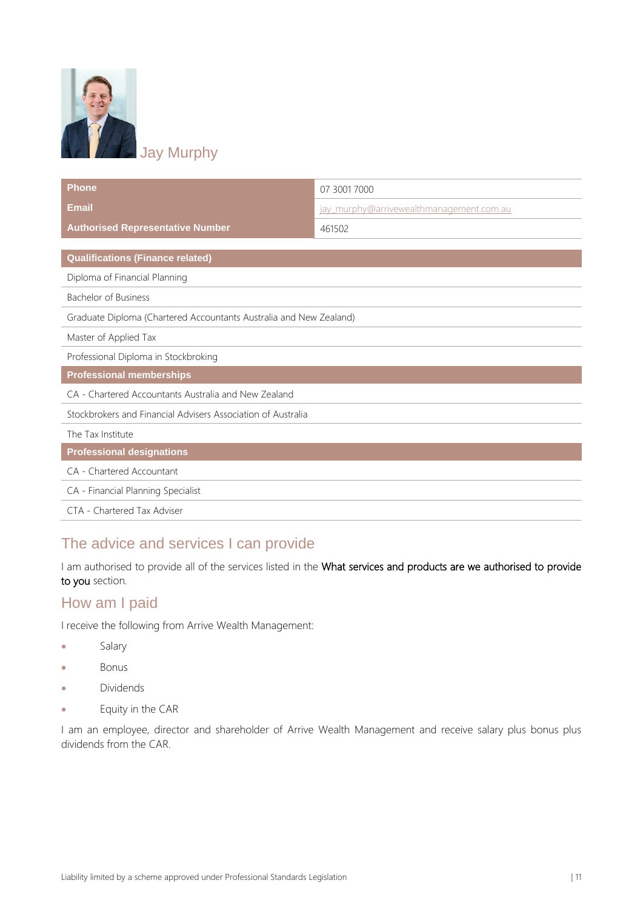## Jay Murphy

| | |
|---|---|
| **Phone** | 07 3001 7000 |
| **Email** | jay_murphy@arrivewealthmanagement.com.au |
| **Authorised Representative Number** | 461502 |

| **Qualifications (Finance related)** |
|---|
| Diploma of Financial Planning |
| Bachelor of Business |
| Graduate Diploma (Chartered Accountants Australia and New Zealand) |
| Master of Applied Tax |
| Professional Diploma in Stockbroking |
| **Professional memberships** |
| CA - Chartered Accountants Australia and New Zealand |
| Stockbrokers and Financial Advisers Association of Australia |
| The Tax Institute |
| **Professional designations** |
| CA - Chartered Accountant |
| CA - Financial Planning Specialist |
| CTA - Chartered Tax Adviser |

## The advice and services I can provide

I am authorised to provide all of the services listed in the **What services and products are we authorised to provide to you** section.

## How am I paid

I receive the following from Arrive Wealth Management:

- Salary
- Bonus
- Dividends
- Equity in the CAR

I am an employee, director and shareholder of Arrive Wealth Management and receive salary plus bonus plus dividends from the CAR.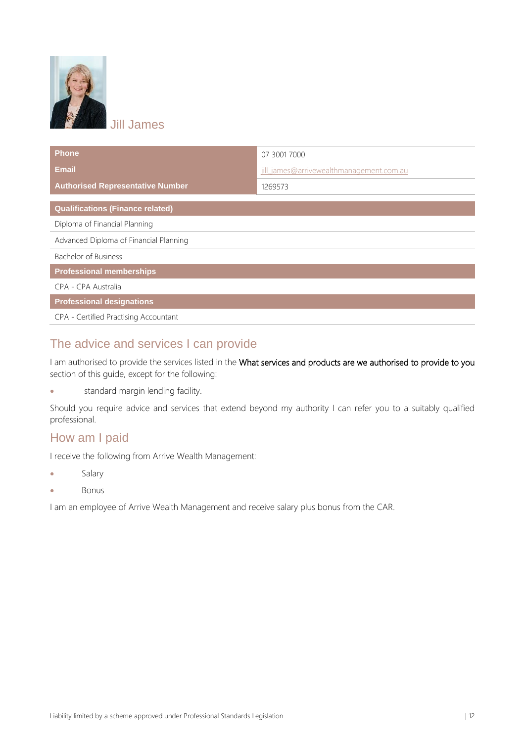## Jill James

| Phone | 07 3001 7000 |
| --- | --- |
| Email | jill_james@arrivewealthmanagement.com.au |
| Authorised Representative Number | 1269573 |

| Qualifications (Finance related) |
| --- |
| Diploma of Financial Planning |
| Advanced Diploma of Financial Planning |
| Bachelor of Business |

| Professional memberships |
| --- |
| CPA - CPA Australia |

| Professional designations |
| --- |
| CPA - Certified Practising Accountant |

## The advice and services I can provide

I am authorised to provide the services listed in the What services and products are we authorised to provide to you section of this guide, except for the following:

- standard margin lending facility.

Should you require advice and services that extend beyond my authority I can refer you to a suitably qualified professional.

## How am I paid

I receive the following from Arrive Wealth Management:

- Salary
- Bonus

I am an employee of Arrive Wealth Management and receive salary plus bonus from the CAR.

Liability limited by a scheme approved under Professional Standards Legislation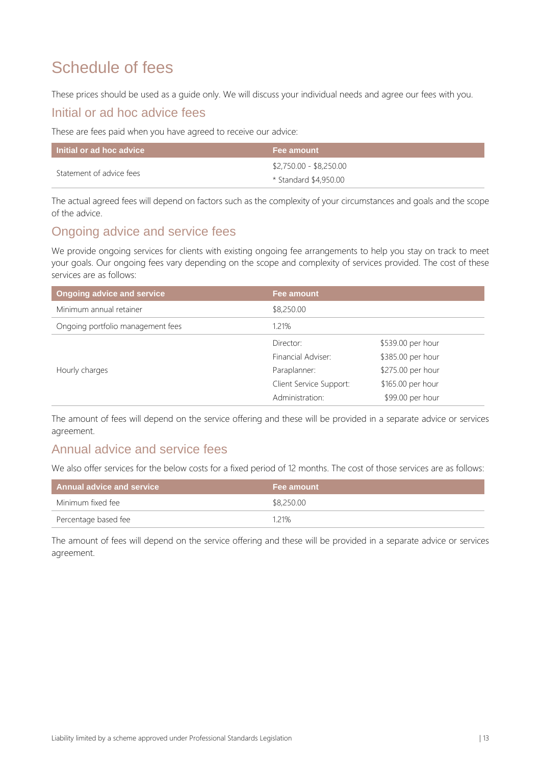# Schedule of fees

These prices should be used as a guide only. We will discuss your individual needs and agree our fees with you.

## Initial or ad hoc advice fees

These are fees paid when you have agreed to receive our advice:

| Initial or ad hoc advice | Fee amount |
|---|---|
| Statement of advice fees | $2,750.00 - $8,250.00<br>* Standard $4,950.00 |

The actual agreed fees will depend on factors such as the complexity of your circumstances and goals and the scope of the advice.

## Ongoing advice and service fees

We provide ongoing services for clients with existing ongoing fee arrangements to help you stay on track to meet your goals. Our ongoing fees vary depending on the scope and complexity of services provided. The cost of these services are as follows:

| Ongoing advice and service | Fee amount | |
|---|---|---|
| Minimum annual retainer | $8,250.00 | |
| Ongoing portfolio management fees | 1.21% | |
| Hourly charges | Director: | $539.00 per hour |
| | Financial Adviser: | $385.00 per hour |
| | Paraplanner: | $275.00 per hour |
| | Client Service Support: | $165.00 per hour |
| | Administration: | $99.00 per hour |

The amount of fees will depend on the service offering and these will be provided in a separate advice or services agreement.

## Annual advice and service fees

We also offer services for the below costs for a fixed period of 12 months. The cost of those services are as follows:

| Annual advice and service | Fee amount |
|---|---|
| Minimum fixed fee | $8,250.00 |
| Percentage based fee | 1.21% |

The amount of fees will depend on the service offering and these will be provided in a separate advice or services agreement.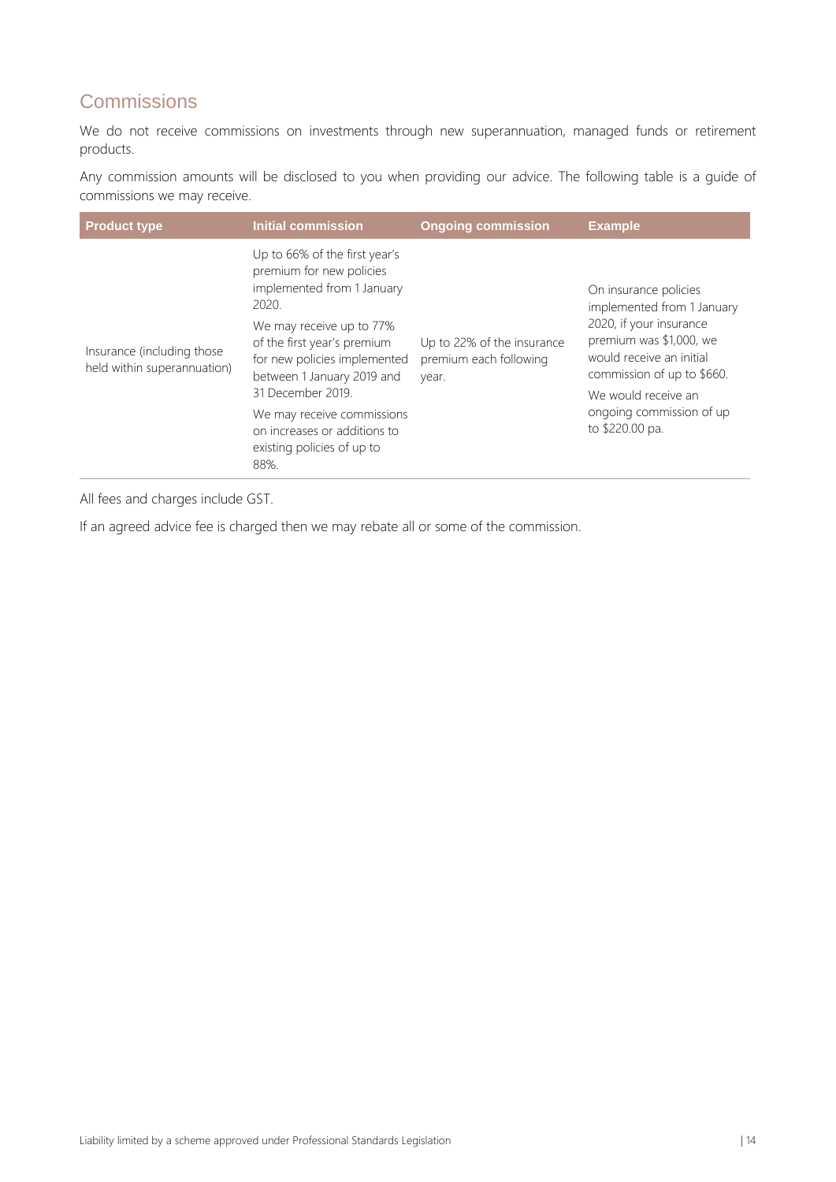## Commissions

We do not receive commissions on investments through new superannuation, managed funds or retirement products.

Any commission amounts will be disclosed to you when providing our advice. The following table is a guide of commissions we may receive.

| Product type | Initial commission | Ongoing commission | Example |
|---|---|---|---|
| Insurance (including those held within superannuation) | Up to 66% of the first year's premium for new policies implemented from 1 January 2020.<br><br>We may receive up to 77% of the first year's premium for new policies implemented between 1 January 2019 and 31 December 2019.<br><br>We may receive commissions on increases or additions to existing policies of up to 88%. | Up to 22% of the insurance premium each following year. | On insurance policies implemented from 1 January 2020, if your insurance premium was $1,000, we would receive an initial commission of up to $660.<br><br>We would receive an ongoing commission of up to $220.00 pa. |

All fees and charges include GST.

If an agreed advice fee is charged then we may rebate all or some of the commission.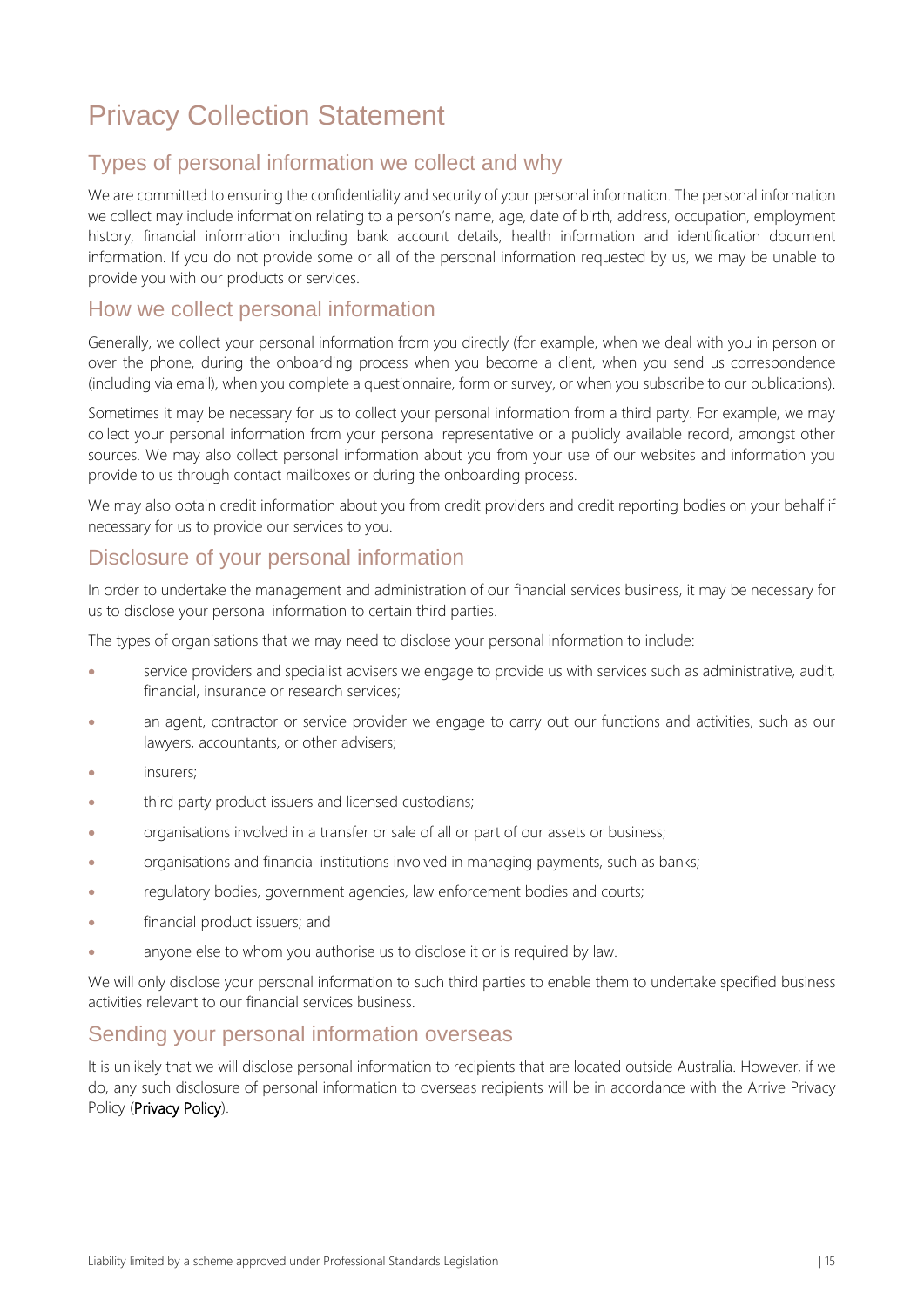# Privacy Collection Statement

## Types of personal information we collect and why

We are committed to ensuring the confidentiality and security of your personal information. The personal information we collect may include information relating to a person's name, age, date of birth, address, occupation, employment history, financial information including bank account details, health information and identification document information. If you do not provide some or all of the personal information requested by us, we may be unable to provide you with our products or services.

## How we collect personal information

Generally, we collect your personal information from you directly (for example, when we deal with you in person or over the phone, during the onboarding process when you become a client, when you send us correspondence (including via email), when you complete a questionnaire, form or survey, or when you subscribe to our publications).

Sometimes it may be necessary for us to collect your personal information from a third party. For example, we may collect your personal information from your personal representative or a publicly available record, amongst other sources. We may also collect personal information about you from your use of our websites and information you provide to us through contact mailboxes or during the onboarding process.

We may also obtain credit information about you from credit providers and credit reporting bodies on your behalf if necessary for us to provide our services to you.

## Disclosure of your personal information

In order to undertake the management and administration of our financial services business, it may be necessary for us to disclose your personal information to certain third parties.

The types of organisations that we may need to disclose your personal information to include:

- service providers and specialist advisers we engage to provide us with services such as administrative, audit, financial, insurance or research services;
- an agent, contractor or service provider we engage to carry out our functions and activities, such as our lawyers, accountants, or other advisers;
- insurers;
- third party product issuers and licensed custodians;
- organisations involved in a transfer or sale of all or part of our assets or business;
- organisations and financial institutions involved in managing payments, such as banks;
- regulatory bodies, government agencies, law enforcement bodies and courts;
- financial product issuers; and
- anyone else to whom you authorise us to disclose it or is required by law.

We will only disclose your personal information to such third parties to enable them to undertake specified business activities relevant to our financial services business.

## Sending your personal information overseas

It is unlikely that we will disclose personal information to recipients that are located outside Australia. However, if we do, any such disclosure of personal information to overseas recipients will be in accordance with the Arrive Privacy Policy (Privacy Policy).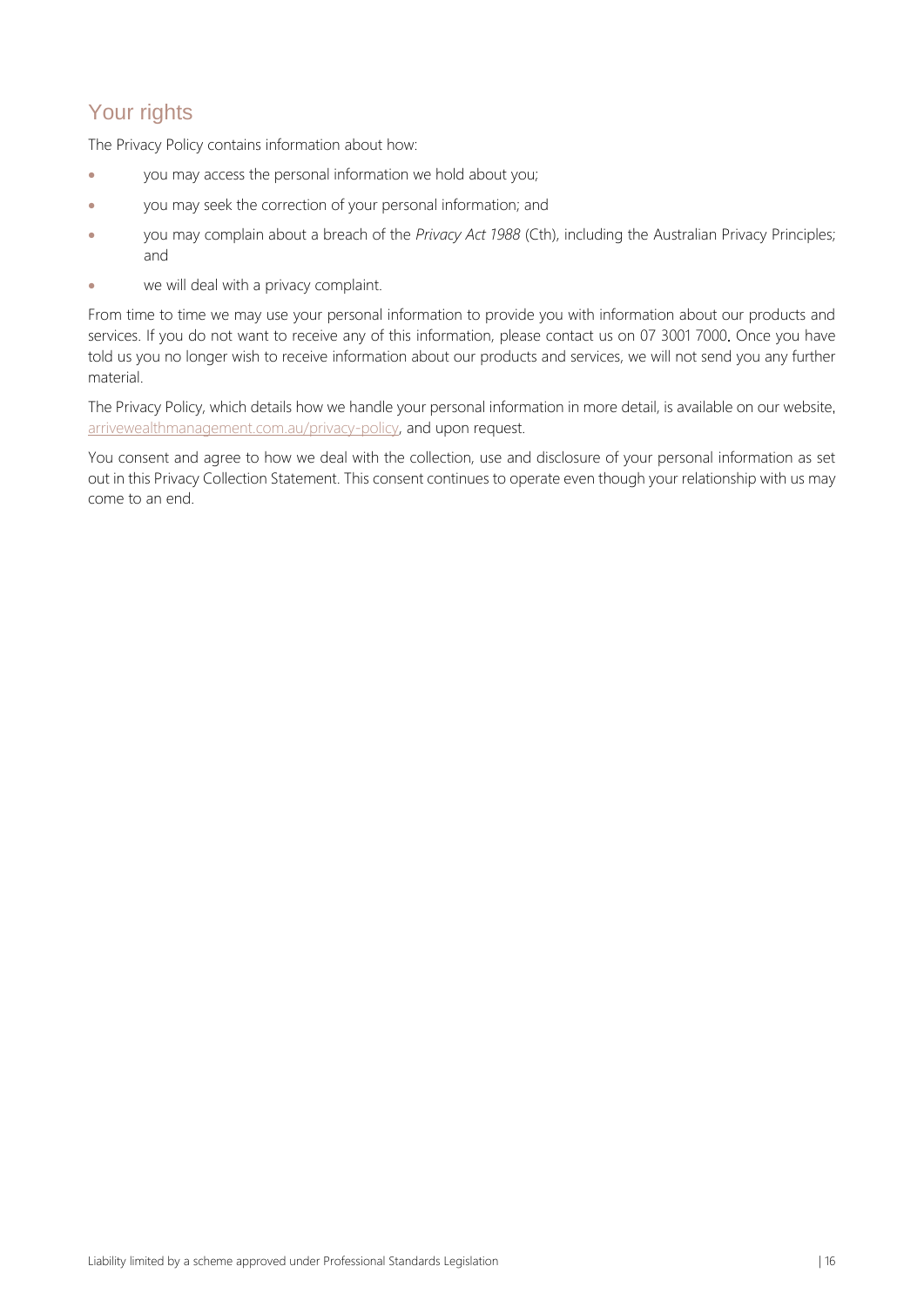## Your rights

The Privacy Policy contains information about how:

- you may access the personal information we hold about you;
- you may seek the correction of your personal information; and
- you may complain about a breach of the *Privacy Act 1988* (Cth), including the Australian Privacy Principles; and
- we will deal with a privacy complaint.

From time to time we may use your personal information to provide you with information about our products and services. If you do not want to receive any of this information, please contact us on 07 3001 7000. Once you have told us you no longer wish to receive information about our products and services, we will not send you any further material.

The Privacy Policy, which details how we handle your personal information in more detail, is available on our website, arrivewealthmanagement.com.au/privacy-policy, and upon request.

You consent and agree to how we deal with the collection, use and disclosure of your personal information as set out in this Privacy Collection Statement. This consent continues to operate even though your relationship with us may come to an end.